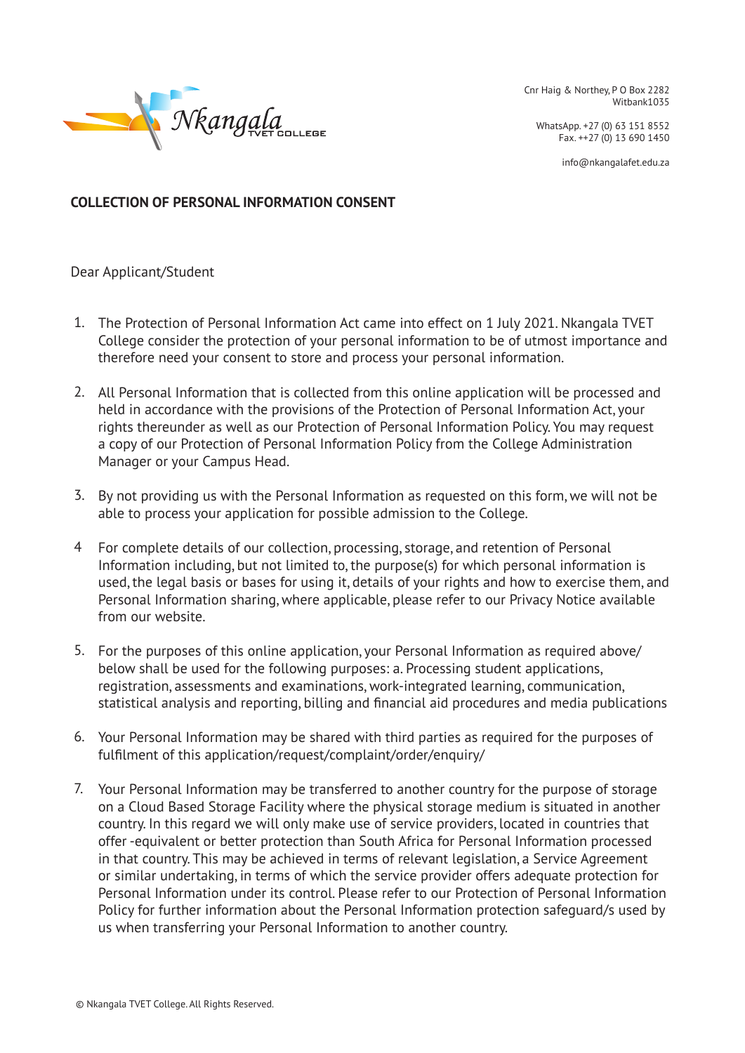Nkangala TVET COLLEGE

Cnr Haig & Northey, P O Box 2282
Witbank1035

WhatsApp. +27 (0) 63 151 8552
Fax. ++27 (0) 13 690 1450

info@nkangalafet.edu.za

**COLLECTION OF PERSONAL INFORMATION CONSENT**

Dear Applicant/Student

1. The Protection of Personal Information Act came into effect on 1 July 2021. Nkangala TVET College consider the protection of your personal information to be of utmost importance and therefore need your consent to store and process your personal information.

2. All Personal Information that is collected from this online application will be processed and held in accordance with the provisions of the Protection of Personal Information Act, your rights thereunder as well as our Protection of Personal Information Policy. You may request a copy of our Protection of Personal Information Policy from the College Administration Manager or your Campus Head.

3. By not providing us with the Personal Information as requested on this form, we will not be able to process your application for possible admission to the College.

4 For complete details of our collection, processing, storage, and retention of Personal Information including, but not limited to, the purpose(s) for which personal information is used, the legal basis or bases for using it, details of your rights and how to exercise them, and Personal Information sharing, where applicable, please refer to our Privacy Notice available from our website.

5. For the purposes of this online application, your Personal Information as required above/ below shall be used for the following purposes: a. Processing student applications, registration, assessments and examinations, work-integrated learning, communication, statistical analysis and reporting, billing and financial aid procedures and media publications

6. Your Personal Information may be shared with third parties as required for the purposes of fulfilment of this application/request/complaint/order/enquiry/

7. Your Personal Information may be transferred to another country for the purpose of storage on a Cloud Based Storage Facility where the physical storage medium is situated in another country. In this regard we will only make use of service providers, located in countries that offer -equivalent or better protection than South Africa for Personal Information processed in that country. This may be achieved in terms of relevant legislation, a Service Agreement or similar undertaking, in terms of which the service provider offers adequate protection for Personal Information under its control. Please refer to our Protection of Personal Information Policy for further information about the Personal Information protection safeguard/s used by us when transferring your Personal Information to another country.

© Nkangala TVET College. All Rights Reserved.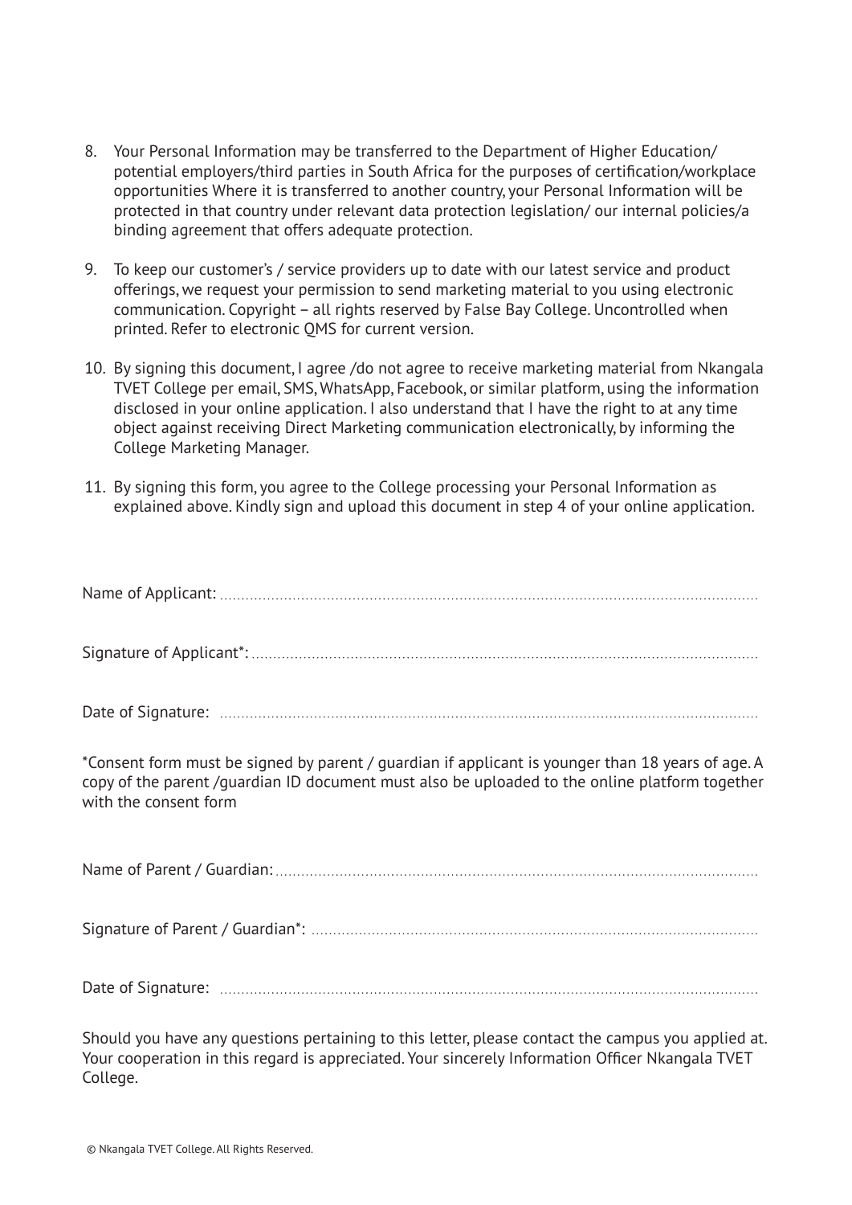8. Your Personal Information may be transferred to the Department of Higher Education/ potential employers/third parties in South Africa for the purposes of certification/workplace opportunities Where it is transferred to another country, your Personal Information will be protected in that country under relevant data protection legislation/ our internal policies/a binding agreement that offers adequate protection.

9. To keep our customer's / service providers up to date with our latest service and product offerings, we request your permission to send marketing material to you using electronic communication. Copyright – all rights reserved by False Bay College. Uncontrolled when printed. Refer to electronic QMS for current version.

10. By signing this document, I agree /do not agree to receive marketing material from Nkangala TVET College per email, SMS, WhatsApp, Facebook, or similar platform, using the information disclosed in your online application. I also understand that I have the right to at any time object against receiving Direct Marketing communication electronically, by informing the College Marketing Manager.

11. By signing this form, you agree to the College processing your Personal Information as explained above. Kindly sign and upload this document in step 4 of your online application.

Name of Applicant: ..............................................................................................................................

Signature of Applicant*: ......................................................................................................................

Date of Signature: ..............................................................................................................................

*Consent form must be signed by parent / guardian if applicant is younger than 18 years of age. A copy of the parent /guardian ID document must also be uploaded to the online platform together with the consent form

Name of Parent / Guardian: ..................................................................................................................

Signature of Parent / Guardian*: .........................................................................................................

Date of Signature: ..............................................................................................................................

Should you have any questions pertaining to this letter, please contact the campus you applied at. Your cooperation in this regard is appreciated. Your sincerely Information Officer Nkangala TVET College.

© Nkangala TVET College. All Rights Reserved.